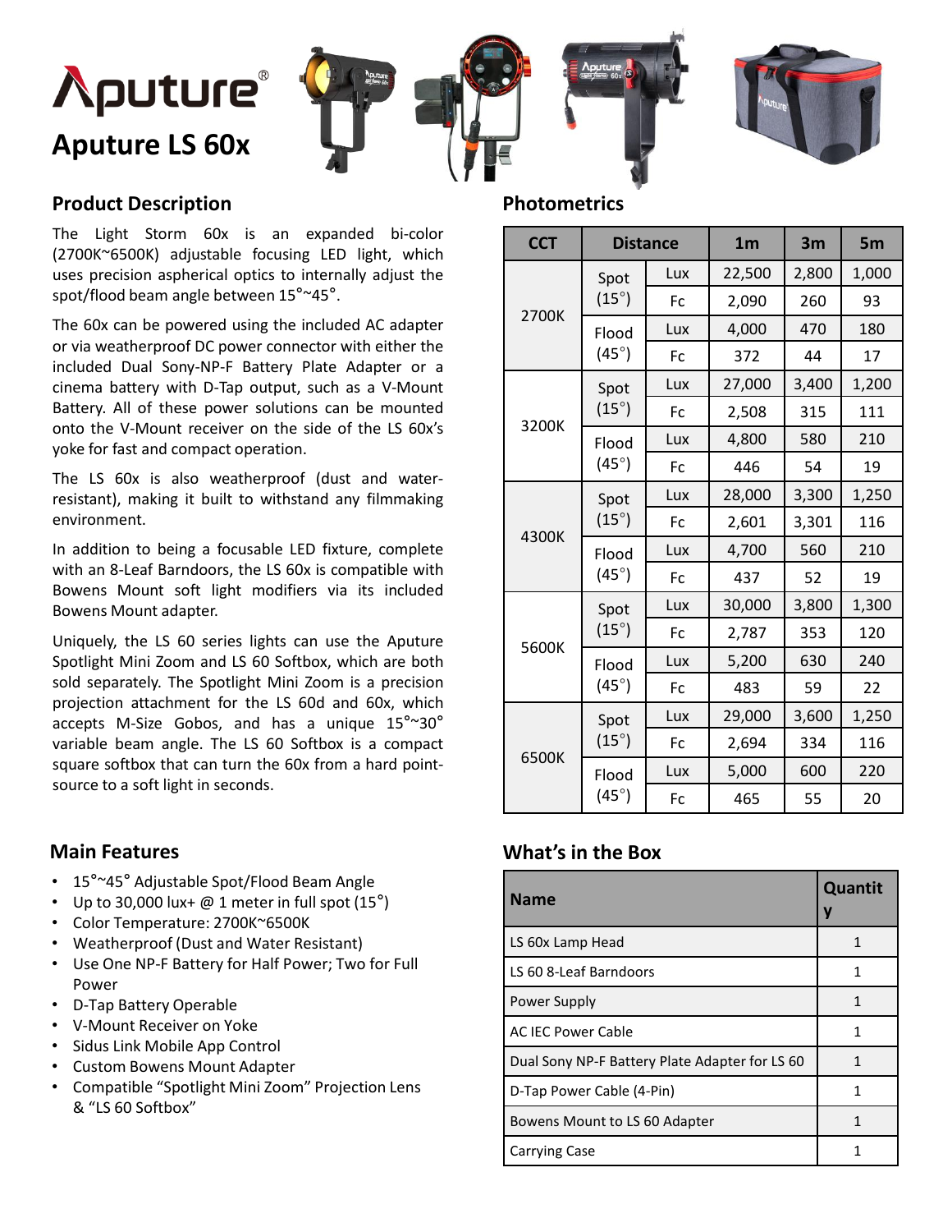# Aputure®

# Aputure LS 60x

## Product Description

The Light Storm 60x is an expanded bi-color (2700K~6500K) adjustable focusing LED light, which uses precision aspherical optics to internally adjust the spot/flood beam angle between 15°~45°.

The 60x can be powered using the included AC adapter or via weatherproof DC power connector with either the included Dual Sony-NP-F Battery Plate Adapter or a cinema battery with D-Tap output, such as a V-Mount Battery. All of these power solutions can be mounted onto the V-Mount receiver on the side of the LS 60x's yoke for fast and compact operation.

The LS 60x is also weatherproof (dust and water-resistant), making it built to withstand any filmmaking environment.

In addition to being a focusable LED fixture, complete with an 8-Leaf Barndoors, the LS 60x is compatible with Bowens Mount soft light modifiers via its included Bowens Mount adapter.

Uniquely, the LS 60 series lights can use the Aputure Spotlight Mini Zoom and LS 60 Softbox, which are both sold separately. The Spotlight Mini Zoom is a precision projection attachment for the LS 60d and 60x, which accepts M-Size Gobos, and has a unique 15°~30° variable beam angle. The LS 60 Softbox is a compact square softbox that can turn the 60x from a hard point-source to a soft light in seconds.

## Photometrics

| CCT | Distance | | 1m | 3m | 5m |
|---|---|---|---|---|---|
| 2700K | Spot (15°) | Lux | 22,500 | 2,800 | 1,000 |
| | | Fc | 2,090 | 260 | 93 |
| | Flood (45°) | Lux | 4,000 | 470 | 180 |
| | | Fc | 372 | 44 | 17 |
| 3200K | Spot (15°) | Lux | 27,000 | 3,400 | 1,200 |
| | | Fc | 2,508 | 315 | 111 |
| | Flood (45°) | Lux | 4,800 | 580 | 210 |
| | | Fc | 446 | 54 | 19 |
| 4300K | Spot (15°) | Lux | 28,000 | 3,300 | 1,250 |
| | | Fc | 2,601 | 3,301 | 116 |
| | Flood (45°) | Lux | 4,700 | 560 | 210 |
| | | Fc | 437 | 52 | 19 |
| 5600K | Spot (15°) | Lux | 30,000 | 3,800 | 1,300 |
| | | Fc | 2,787 | 353 | 120 |
| | Flood (45°) | Lux | 5,200 | 630 | 240 |
| | | Fc | 483 | 59 | 22 |
| 6500K | Spot (15°) | Lux | 29,000 | 3,600 | 1,250 |
| | | Fc | 2,694 | 334 | 116 |
| | Flood (45°) | Lux | 5,000 | 600 | 220 |
| | | Fc | 465 | 55 | 20 |

## Main Features

- 15°~45° Adjustable Spot/Flood Beam Angle
- Up to 30,000 lux+ @ 1 meter in full spot (15°)
- Color Temperature: 2700K~6500K
- Weatherproof (Dust and Water Resistant)
- Use One NP-F Battery for Half Power; Two for Full Power
- D-Tap Battery Operable
- V-Mount Receiver on Yoke
- Sidus Link Mobile App Control
- Custom Bowens Mount Adapter
- Compatible "Spotlight Mini Zoom" Projection Lens & "LS 60 Softbox"

## What's in the Box

| Name | Quantity |
|---|---|
| LS 60x Lamp Head | 1 |
| LS 60 8-Leaf Barndoors | 1 |
| Power Supply | 1 |
| AC IEC Power Cable | 1 |
| Dual Sony NP-F Battery Plate Adapter for LS 60 | 1 |
| D-Tap Power Cable (4-Pin) | 1 |
| Bowens Mount to LS 60 Adapter | 1 |
| Carrying Case | 1 |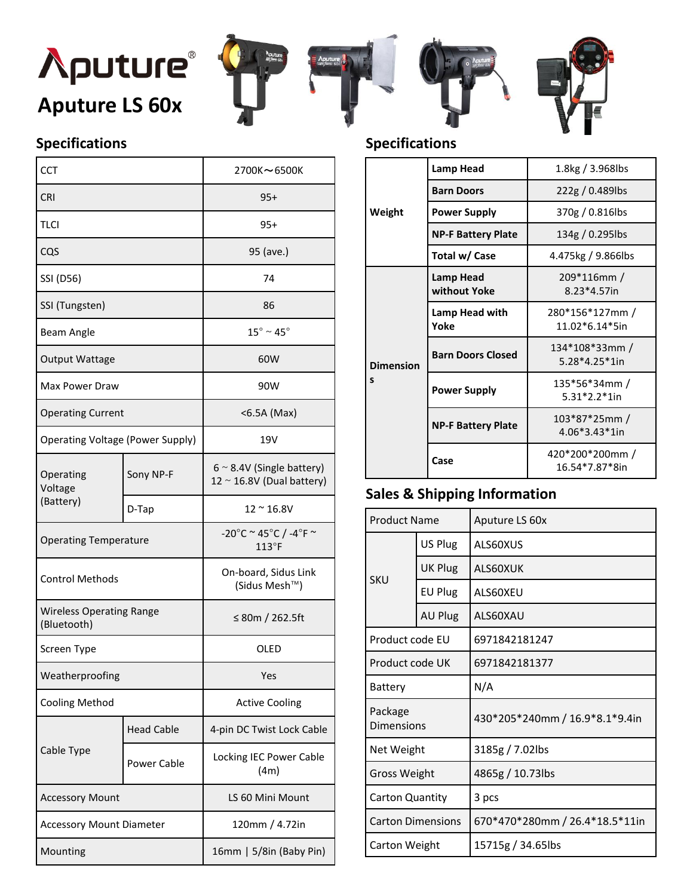# Aputure LS 60x

## Specifications

| | | |
|---|---|---|
| CCT | | 2700K～6500K |
| CRI | | 95+ |
| TLCI | | 95+ |
| CQS | | 95 (ave.) |
| SSI (D56) | | 74 |
| SSI (Tungsten) | | 86 |
| Beam Angle | | 15° ~ 45° |
| Output Wattage | | 60W |
| Max Power Draw | | 90W |
| Operating Current | | <6.5A (Max) |
| Operating Voltage (Power Supply) | | 19V |
| Operating Voltage (Battery) | Sony NP-F | 6 ~ 8.4V (Single battery) 12 ~ 16.8V (Dual battery) |
| | D-Tap | 12 ~ 16.8V |
| Operating Temperature | | -20°C ~ 45°C / -4°F ~ 113°F |
| Control Methods | | On-board, Sidus Link (Sidus Mesh™) |
| Wireless Operating Range (Bluetooth) | | ≤ 80m / 262.5ft |
| Screen Type | | OLED |
| Weatherproofing | | Yes |
| Cooling Method | | Active Cooling |
| Cable Type | Head Cable | 4-pin DC Twist Lock Cable |
| | Power Cable | Locking IEC Power Cable (4m) |
| Accessory Mount | | LS 60 Mini Mount |
| Accessory Mount Diameter | | 120mm / 4.72in |
| Mounting | | 16mm \| 5/8in (Baby Pin) |

## Specifications

| | | |
|---|---|---|
| **Weight** | **Lamp Head** | 1.8kg / 3.968lbs |
| | **Barn Doors** | 222g / 0.489lbs |
| | **Power Supply** | 370g / 0.816lbs |
| | **NP-F Battery Plate** | 134g / 0.295lbs |
| | **Total w/ Case** | 4.475kg / 9.866lbs |
| **Dimensions** | **Lamp Head without Yoke** | 209*116mm / 8.23*4.57in |
| | **Lamp Head with Yoke** | 280*156*127mm / 11.02*6.14*5in |
| | **Barn Doors Closed** | 134*108*33mm / 5.28*4.25*1in |
| | **Power Supply** | 135*56*34mm / 5.31*2.2*1in |
| | **NP-F Battery Plate** | 103*87*25mm / 4.06*3.43*1in |
| | **Case** | 420*200*200mm / 16.54*7.87*8in |

## Sales & Shipping Information

| | | |
|---|---|---|
| Product Name | | Aputure LS 60x |
| SKU | US Plug | ALS60XUS |
| | UK Plug | ALS60XUK |
| | EU Plug | ALS60XEU |
| | AU Plug | ALS60XAU |
| Product code EU | | 6971842181247 |
| Product code UK | | 6971842181377 |
| Battery | | N/A |
| Package Dimensions | | 430*205*240mm / 16.9*8.1*9.4in |
| Net Weight | | 3185g / 7.02lbs |
| Gross Weight | | 4865g / 10.73lbs |
| Carton Quantity | | 3 pcs |
| Carton Dimensions | | 670*470*280mm / 26.4*18.5*11in |
| Carton Weight | | 15715g / 34.65lbs |